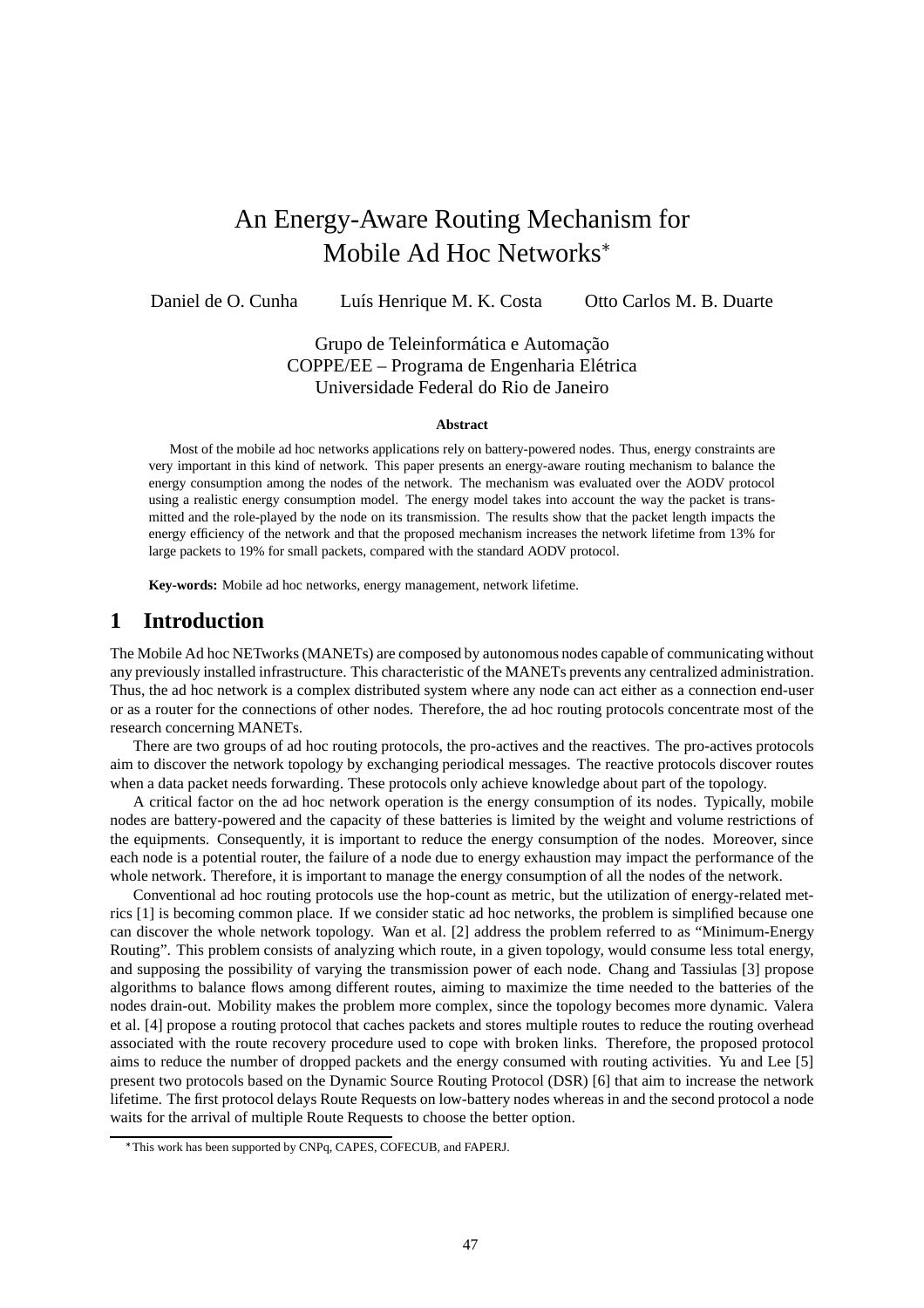# An Energy-Aware Routing Mechanism for Mobile Ad Hoc Networks*

Daniel de O. Cunha Luís Henrique M. K. Costa Otto Carlos M. B. Duarte

Grupo de Teleinformática e Automação
COPPE/EE – Programa de Engenharia Elétrica
Universidade Federal do Rio de Janeiro

**Abstract**

Most of the mobile ad hoc networks applications rely on battery-powered nodes. Thus, energy constraints are very important in this kind of network. This paper presents an energy-aware routing mechanism to balance the energy consumption among the nodes of the network. The mechanism was evaluated over the AODV protocol using a realistic energy consumption model. The energy model takes into account the way the packet is transmitted and the role-played by the node on its transmission. The results show that the packet length impacts the energy efficiency of the network and that the proposed mechanism increases the network lifetime from 13% for large packets to 19% for small packets, compared with the standard AODV protocol.

**Key-words:** Mobile ad hoc networks, energy management, network lifetime.

## 1 Introduction

The Mobile Ad hoc NETworks (MANETs) are composed by autonomous nodes capable of communicating without any previously installed infrastructure. This characteristic of the MANETs prevents any centralized administration. Thus, the ad hoc network is a complex distributed system where any node can act either as a connection end-user or as a router for the connections of other nodes. Therefore, the ad hoc routing protocols concentrate most of the research concerning MANETs.

There are two groups of ad hoc routing protocols, the pro-actives and the reactives. The pro-actives protocols aim to discover the network topology by exchanging periodical messages. The reactive protocols discover routes when a data packet needs forwarding. These protocols only achieve knowledge about part of the topology.

A critical factor on the ad hoc network operation is the energy consumption of its nodes. Typically, mobile nodes are battery-powered and the capacity of these batteries is limited by the weight and volume restrictions of the equipments. Consequently, it is important to reduce the energy consumption of the nodes. Moreover, since each node is a potential router, the failure of a node due to energy exhaustion may impact the performance of the whole network. Therefore, it is important to manage the energy consumption of all the nodes of the network.

Conventional ad hoc routing protocols use the hop-count as metric, but the utilization of energy-related metrics [1] is becoming common place. If we consider static ad hoc networks, the problem is simplified because one can discover the whole network topology. Wan et al. [2] address the problem referred to as "Minimum-Energy Routing". This problem consists of analyzing which route, in a given topology, would consume less total energy, and supposing the possibility of varying the transmission power of each node. Chang and Tassiulas [3] propose algorithms to balance flows among different routes, aiming to maximize the time needed to the batteries of the nodes drain-out. Mobility makes the problem more complex, since the topology becomes more dynamic. Valera et al. [4] propose a routing protocol that caches packets and stores multiple routes to reduce the routing overhead associated with the route recovery procedure used to cope with broken links. Therefore, the proposed protocol aims to reduce the number of dropped packets and the energy consumed with routing activities. Yu and Lee [5] present two protocols based on the Dynamic Source Routing Protocol (DSR) [6] that aim to increase the network lifetime. The first protocol delays Route Requests on low-battery nodes whereas in and the second protocol a node waits for the arrival of multiple Route Requests to choose the better option.

*This work has been supported by CNPq, CAPES, COFECUB, and FAPERJ.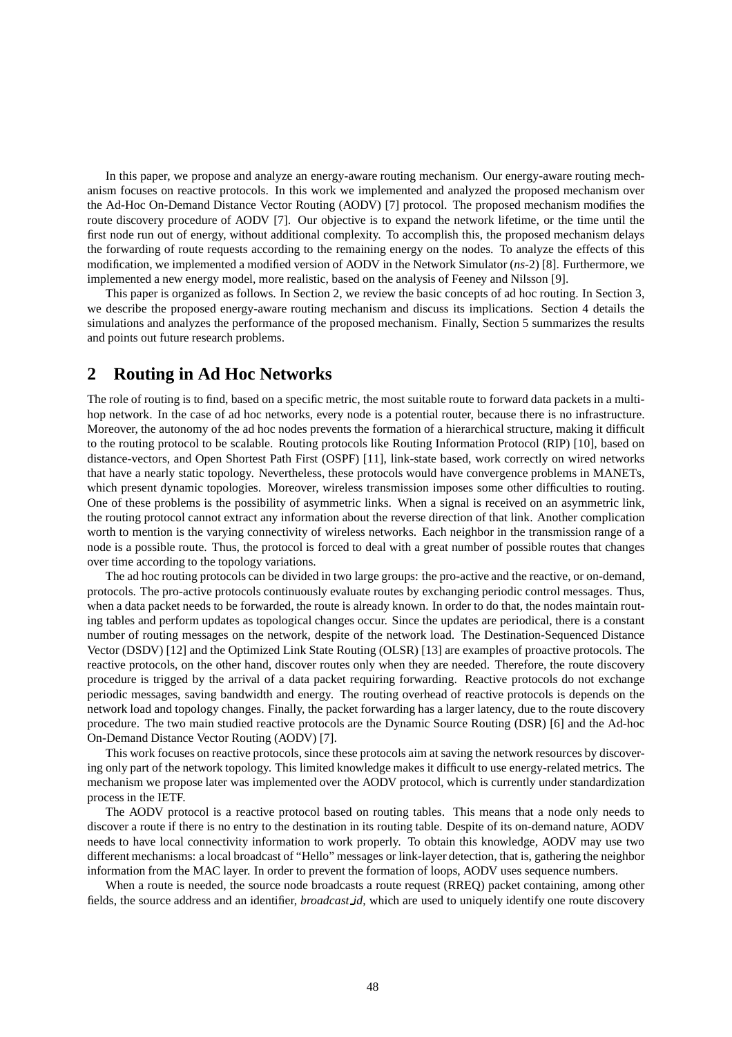In this paper, we propose and analyze an energy-aware routing mechanism. Our energy-aware routing mechanism focuses on reactive protocols. In this work we implemented and analyzed the proposed mechanism over the Ad-Hoc On-Demand Distance Vector Routing (AODV) [7] protocol. The proposed mechanism modifies the route discovery procedure of AODV [7]. Our objective is to expand the network lifetime, or the time until the first node run out of energy, without additional complexity. To accomplish this, the proposed mechanism delays the forwarding of route requests according to the remaining energy on the nodes. To analyze the effects of this modification, we implemented a modified version of AODV in the Network Simulator (*ns*-2) [8]. Furthermore, we implemented a new energy model, more realistic, based on the analysis of Feeney and Nilsson [9].

This paper is organized as follows. In Section 2, we review the basic concepts of ad hoc routing. In Section 3, we describe the proposed energy-aware routing mechanism and discuss its implications. Section 4 details the simulations and analyzes the performance of the proposed mechanism. Finally, Section 5 summarizes the results and points out future research problems.

## 2 Routing in Ad Hoc Networks

The role of routing is to find, based on a specific metric, the most suitable route to forward data packets in a multi-hop network. In the case of ad hoc networks, every node is a potential router, because there is no infrastructure. Moreover, the autonomy of the ad hoc nodes prevents the formation of a hierarchical structure, making it difficult to the routing protocol to be scalable. Routing protocols like Routing Information Protocol (RIP) [10], based on distance-vectors, and Open Shortest Path First (OSPF) [11], link-state based, work correctly on wired networks that have a nearly static topology. Nevertheless, these protocols would have convergence problems in MANETs, which present dynamic topologies. Moreover, wireless transmission imposes some other difficulties to routing. One of these problems is the possibility of asymmetric links. When a signal is received on an asymmetric link, the routing protocol cannot extract any information about the reverse direction of that link. Another complication worth to mention is the varying connectivity of wireless networks. Each neighbor in the transmission range of a node is a possible route. Thus, the protocol is forced to deal with a great number of possible routes that changes over time according to the topology variations.

The ad hoc routing protocols can be divided in two large groups: the pro-active and the reactive, or on-demand, protocols. The pro-active protocols continuously evaluate routes by exchanging periodic control messages. Thus, when a data packet needs to be forwarded, the route is already known. In order to do that, the nodes maintain routing tables and perform updates as topological changes occur. Since the updates are periodical, there is a constant number of routing messages on the network, despite of the network load. The Destination-Sequenced Distance Vector (DSDV) [12] and the Optimized Link State Routing (OLSR) [13] are examples of proactive protocols. The reactive protocols, on the other hand, discover routes only when they are needed. Therefore, the route discovery procedure is trigged by the arrival of a data packet requiring forwarding. Reactive protocols do not exchange periodic messages, saving bandwidth and energy. The routing overhead of reactive protocols is depends on the network load and topology changes. Finally, the packet forwarding has a larger latency, due to the route discovery procedure. The two main studied reactive protocols are the Dynamic Source Routing (DSR) [6] and the Ad-hoc On-Demand Distance Vector Routing (AODV) [7].

This work focuses on reactive protocols, since these protocols aim at saving the network resources by discovering only part of the network topology. This limited knowledge makes it difficult to use energy-related metrics. The mechanism we propose later was implemented over the AODV protocol, which is currently under standardization process in the IETF.

The AODV protocol is a reactive protocol based on routing tables. This means that a node only needs to discover a route if there is no entry to the destination in its routing table. Despite of its on-demand nature, AODV needs to have local connectivity information to work properly. To obtain this knowledge, AODV may use two different mechanisms: a local broadcast of "Hello" messages or link-layer detection, that is, gathering the neighbor information from the MAC layer. In order to prevent the formation of loops, AODV uses sequence numbers.

When a route is needed, the source node broadcasts a route request (RREQ) packet containing, among other fields, the source address and an identifier, *broadcast_id*, which are used to uniquely identify one route discovery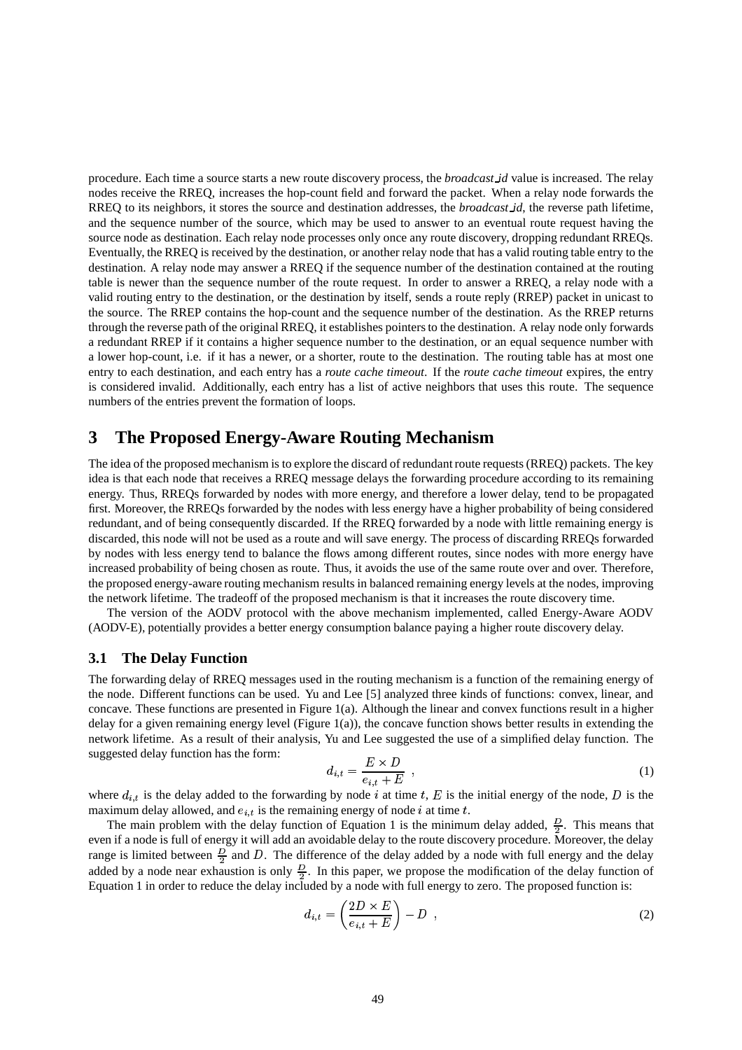procedure. Each time a source starts a new route discovery process, the *broadcast_id* value is increased. The relay nodes receive the RREQ, increases the hop-count field and forward the packet. When a relay node forwards the RREQ to its neighbors, it stores the source and destination addresses, the *broadcast_id*, the reverse path lifetime, and the sequence number of the source, which may be used to answer to an eventual route request having the source node as destination. Each relay node processes only once any route discovery, dropping redundant RREQs. Eventually, the RREQ is received by the destination, or another relay node that has a valid routing table entry to the destination. A relay node may answer a RREQ if the sequence number of the destination contained at the routing table is newer than the sequence number of the route request. In order to answer a RREQ, a relay node with a valid routing entry to the destination, or the destination by itself, sends a route reply (RREP) packet in unicast to the source. The RREP contains the hop-count and the sequence number of the destination. As the RREP returns through the reverse path of the original RREQ, it establishes pointers to the destination. A relay node only forwards a redundant RREP if it contains a higher sequence number to the destination, or an equal sequence number with a lower hop-count, i.e. if it has a newer, or a shorter, route to the destination. The routing table has at most one entry to each destination, and each entry has a *route cache timeout*. If the *route cache timeout* expires, the entry is considered invalid. Additionally, each entry has a list of active neighbors that uses this route. The sequence numbers of the entries prevent the formation of loops.

## 3 The Proposed Energy-Aware Routing Mechanism

The idea of the proposed mechanism is to explore the discard of redundant route requests (RREQ) packets. The key idea is that each node that receives a RREQ message delays the forwarding procedure according to its remaining energy. Thus, RREQs forwarded by nodes with more energy, and therefore a lower delay, tend to be propagated first. Moreover, the RREQs forwarded by the nodes with less energy have a higher probability of being considered redundant, and of being consequently discarded. If the RREQ forwarded by a node with little remaining energy is discarded, this node will not be used as a route and will save energy. The process of discarding RREQs forwarded by nodes with less energy tend to balance the flows among different routes, since nodes with more energy have increased probability of being chosen as route. Thus, it avoids the use of the same route over and over. Therefore, the proposed energy-aware routing mechanism results in balanced remaining energy levels at the nodes, improving the network lifetime. The tradeoff of the proposed mechanism is that it increases the route discovery time.

The version of the AODV protocol with the above mechanism implemented, called Energy-Aware AODV (AODV-E), potentially provides a better energy consumption balance paying a higher route discovery delay.

### 3.1 The Delay Function

The forwarding delay of RREQ messages used in the routing mechanism is a function of the remaining energy of the node. Different functions can be used. Yu and Lee [5] analyzed three kinds of functions: convex, linear, and concave. These functions are presented in Figure 1(a). Although the linear and convex functions result in a higher delay for a given remaining energy level (Figure 1(a)), the concave function shows better results in extending the network lifetime. As a result of their analysis, Yu and Lee suggested the use of a simplified delay function. The suggested delay function has the form:

$$d_{i,t} = \frac{E \times D}{e_{i,t} + E} \ , \tag{1}$$

where $d_{i,t}$ is the delay added to the forwarding by node $i$ at time $t$, $E$ is the initial energy of the node, $D$ is the maximum delay allowed, and $e_{i,t}$ is the remaining energy of node $i$ at time $t$.

The main problem with the delay function of Equation 1 is the minimum delay added, $\frac{D}{2}$. This means that even if a node is full of energy it will add an avoidable delay to the route discovery procedure. Moreover, the delay range is limited between $\frac{D}{2}$ and $D$. The difference of the delay added by a node with full energy and the delay added by a node near exhaustion is only $\frac{D}{2}$. In this paper, we propose the modification of the delay function of Equation 1 in order to reduce the delay included by a node with full energy to zero. The proposed function is:

$$d_{i,t} = \left(\frac{2D \times E}{e_{i,t} + E}\right) - D \ , \tag{2}$$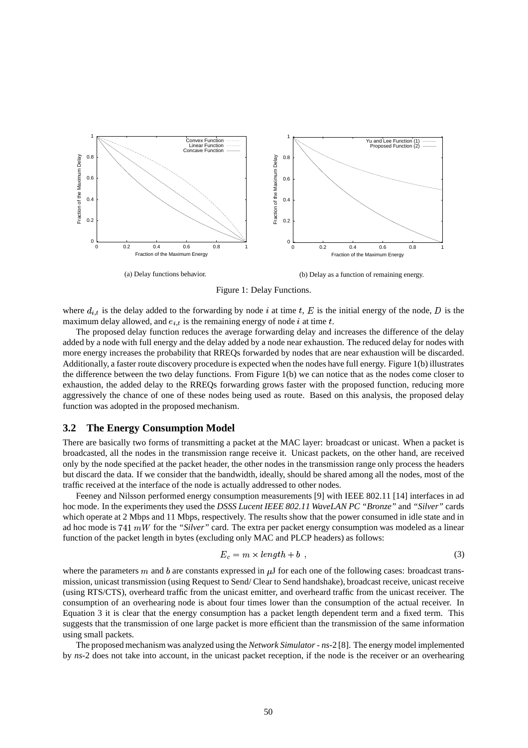(a) Delay functions behavior.

(b) Delay as a function of remaining energy.

Figure 1: Delay Functions.

where $d_{i,t}$ is the delay added to the forwarding by node $i$ at time $t$, $E$ is the initial energy of the node, $D$ is the maximum delay allowed, and $e_{i,t}$ is the remaining energy of node $i$ at time $t$.

The proposed delay function reduces the average forwarding delay and increases the difference of the delay added by a node with full energy and the delay added by a node near exhaustion. The reduced delay for nodes with more energy increases the probability that RREQs forwarded by nodes that are near exhaustion will be discarded. Additionally, a faster route discovery procedure is expected when the nodes have full energy. Figure 1(b) illustrates the difference between the two delay functions. From Figure 1(b) we can notice that as the nodes come closer to exhaustion, the added delay to the RREQs forwarding grows faster with the proposed function, reducing more aggressively the chance of one of these nodes being used as route. Based on this analysis, the proposed delay function was adopted in the proposed mechanism.

## 3.2 The Energy Consumption Model

There are basically two forms of transmitting a packet at the MAC layer: broadcast or unicast. When a packet is broadcasted, all the nodes in the transmission range receive it. Unicast packets, on the other hand, are received only by the node specified at the packet header, the other nodes in the transmission range only process the headers but discard the data. If we consider that the bandwidth, ideally, should be shared among all the nodes, most of the traffic received at the interface of the node is actually addressed to other nodes.

Feeney and Nilsson performed energy consumption measurements [9] with IEEE 802.11 [14] interfaces in ad hoc mode. In the experiments they used the *DSSS Lucent IEEE 802.11 WaveLAN PC "Bronze"* and *"Silver"* cards which operate at 2 Mbps and 11 Mbps, respectively. The results show that the power consumed in idle state and in ad hoc mode is $741\ mW$ for the *"Silver"* card. The extra per packet energy consumption was modeled as a linear function of the packet length in bytes (excluding only MAC and PLCP headers) as follows:

$$E_c = m \times length + b \ , \tag{3}$$

where the parameters $m$ and $b$ are constants expressed in $\mu$J for each one of the following cases: broadcast transmission, unicast transmission (using Request to Send/ Clear to Send handshake), broadcast receive, unicast receive (using RTS/CTS), overheard traffic from the unicast emitter, and overheard traffic from the unicast receiver. The consumption of an overhearing node is about four times lower than the consumption of the actual receiver. In Equation 3 it is clear that the energy consumption has a packet length dependent term and a fixed term. This suggests that the transmission of one large packet is more efficient than the transmission of the same information using small packets.

The proposed mechanism was analyzed using the *Network Simulator - ns-2* [8]. The energy model implemented by *ns-2* does not take into account, in the unicast packet reception, if the node is the receiver or an overhearing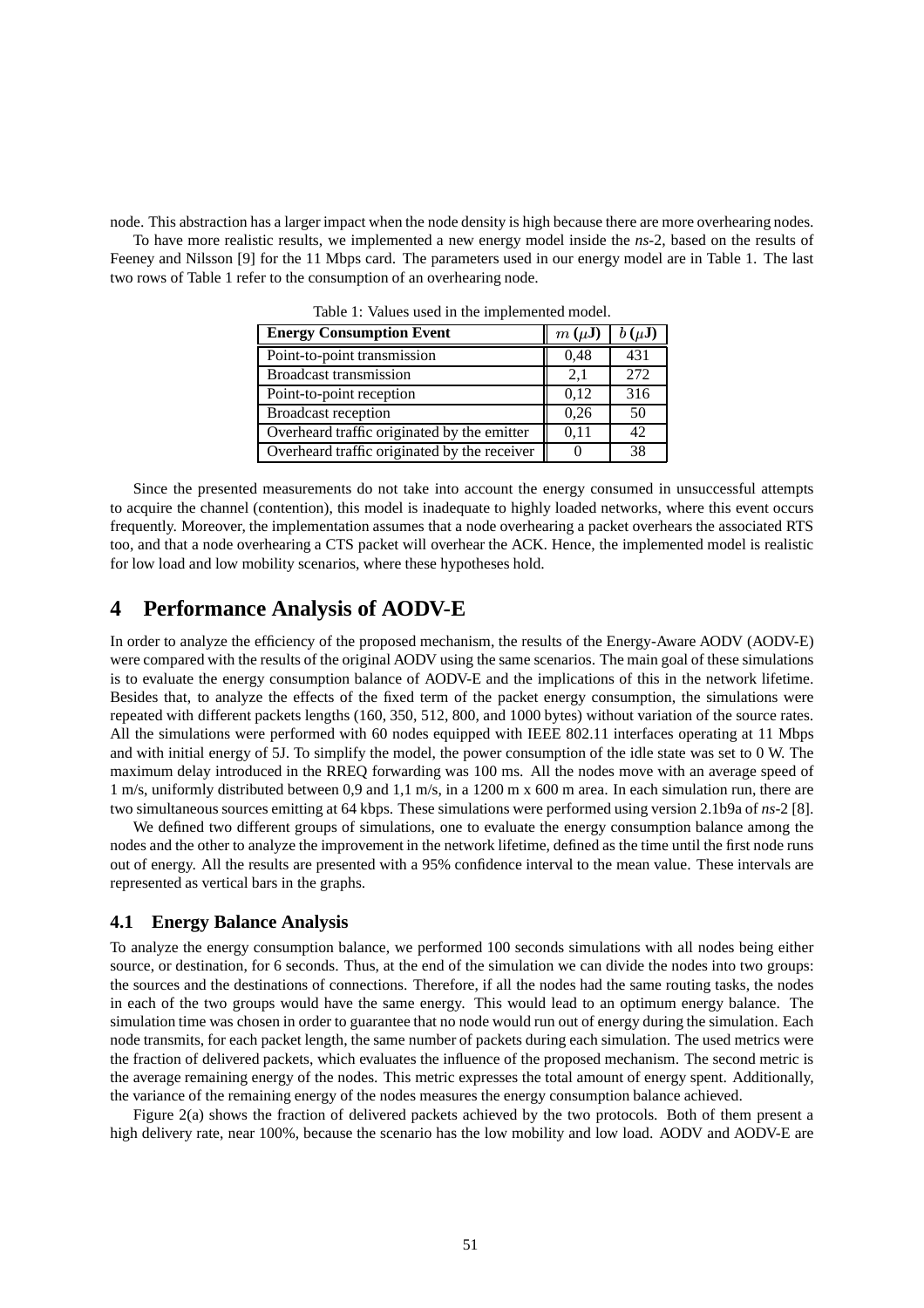node. This abstraction has a larger impact when the node density is high because there are more overhearing nodes.

To have more realistic results, we implemented a new energy model inside the *ns*-2, based on the results of Feeney and Nilsson [9] for the 11 Mbps card. The parameters used in our energy model are in Table 1. The last two rows of Table 1 refer to the consumption of an overhearing node.

Table 1: Values used in the implemented model.

| **Energy Consumption Event** | $m$ **($\mu$J)** | $b$ **($\mu$J)** |
|---|---|---|
| Point-to-point transmission | 0,48 | 431 |
| Broadcast transmission | 2,1 | 272 |
| Point-to-point reception | 0,12 | 316 |
| Broadcast reception | 0,26 | 50 |
| Overheard traffic originated by the emitter | 0,11 | 42 |
| Overheard traffic originated by the receiver | 0 | 38 |

Since the presented measurements do not take into account the energy consumed in unsuccessful attempts to acquire the channel (contention), this model is inadequate to highly loaded networks, where this event occurs frequently. Moreover, the implementation assumes that a node overhearing a packet overhears the associated RTS too, and that a node overhearing a CTS packet will overhear the ACK. Hence, the implemented model is realistic for low load and low mobility scenarios, where these hypotheses hold.

# 4 Performance Analysis of AODV-E

In order to analyze the efficiency of the proposed mechanism, the results of the Energy-Aware AODV (AODV-E) were compared with the results of the original AODV using the same scenarios. The main goal of these simulations is to evaluate the energy consumption balance of AODV-E and the implications of this in the network lifetime. Besides that, to analyze the effects of the fixed term of the packet energy consumption, the simulations were repeated with different packets lengths (160, 350, 512, 800, and 1000 bytes) without variation of the source rates. All the simulations were performed with 60 nodes equipped with IEEE 802.11 interfaces operating at 11 Mbps and with initial energy of 5J. To simplify the model, the power consumption of the idle state was set to 0 W. The maximum delay introduced in the RREQ forwarding was 100 ms. All the nodes move with an average speed of 1 m/s, uniformly distributed between 0,9 and 1,1 m/s, in a 1200 m x 600 m area. In each simulation run, there are two simultaneous sources emitting at 64 kbps. These simulations were performed using version 2.1b9a of *ns*-2 [8].

We defined two different groups of simulations, one to evaluate the energy consumption balance among the nodes and the other to analyze the improvement in the network lifetime, defined as the time until the first node runs out of energy. All the results are presented with a 95% confidence interval to the mean value. These intervals are represented as vertical bars in the graphs.

## 4.1 Energy Balance Analysis

To analyze the energy consumption balance, we performed 100 seconds simulations with all nodes being either source, or destination, for 6 seconds. Thus, at the end of the simulation we can divide the nodes into two groups: the sources and the destinations of connections. Therefore, if all the nodes had the same routing tasks, the nodes in each of the two groups would have the same energy. This would lead to an optimum energy balance. The simulation time was chosen in order to guarantee that no node would run out of energy during the simulation. Each node transmits, for each packet length, the same number of packets during each simulation. The used metrics were the fraction of delivered packets, which evaluates the influence of the proposed mechanism. The second metric is the average remaining energy of the nodes. This metric expresses the total amount of energy spent. Additionally, the variance of the remaining energy of the nodes measures the energy consumption balance achieved.

Figure 2(a) shows the fraction of delivered packets achieved by the two protocols. Both of them present a high delivery rate, near 100%, because the scenario has the low mobility and low load. AODV and AODV-E are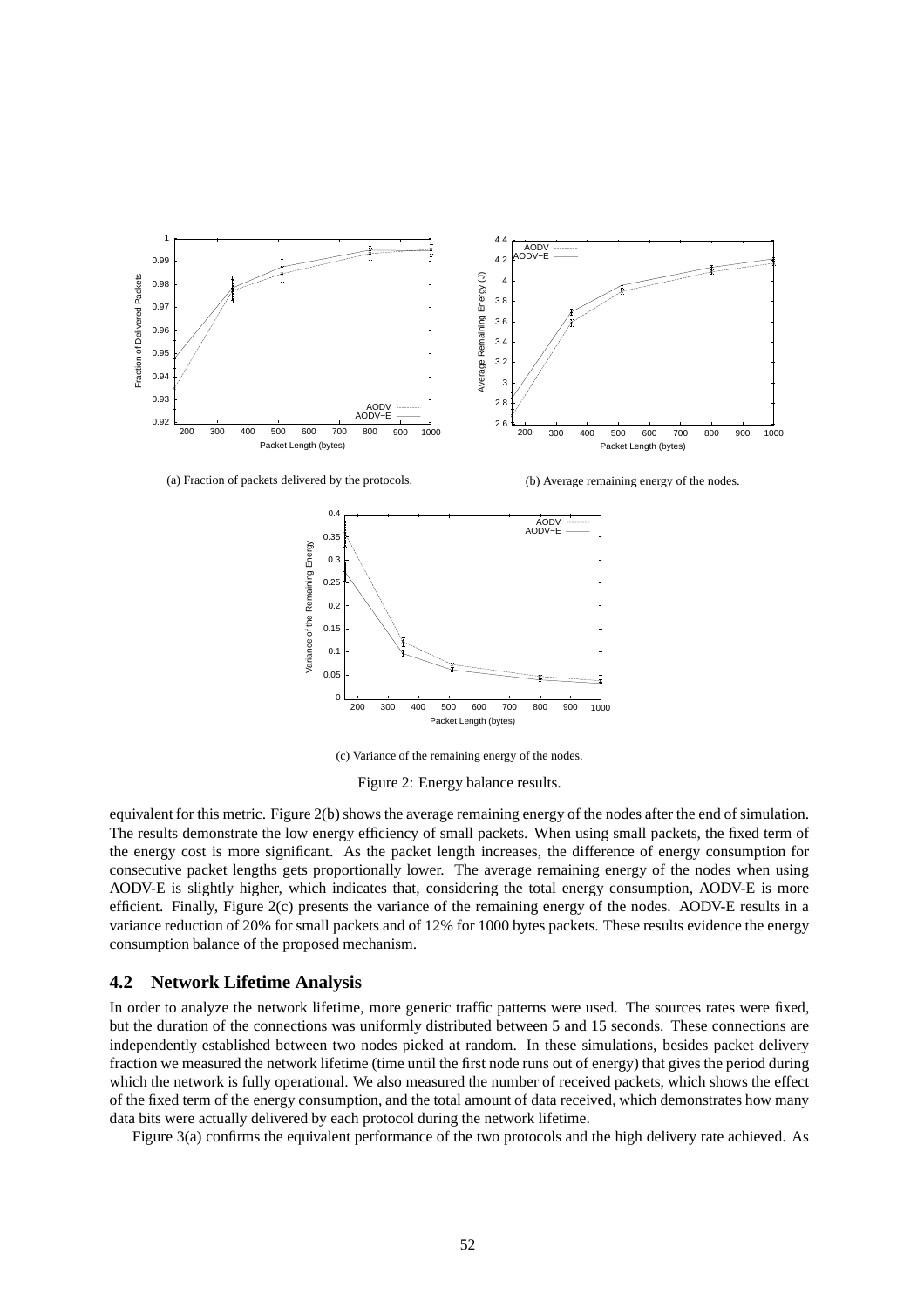(a) Fraction of packets delivered by the protocols.

(b) Average remaining energy of the nodes.

(c) Variance of the remaining energy of the nodes.

Figure 2: Energy balance results.

equivalent for this metric. Figure 2(b) shows the average remaining energy of the nodes after the end of simulation. The results demonstrate the low energy efficiency of small packets. When using small packets, the fixed term of the energy cost is more significant. As the packet length increases, the difference of energy consumption for consecutive packet lengths gets proportionally lower. The average remaining energy of the nodes when using AODV-E is slightly higher, which indicates that, considering the total energy consumption, AODV-E is more efficient. Finally, Figure 2(c) presents the variance of the remaining energy of the nodes. AODV-E results in a variance reduction of 20% for small packets and of 12% for 1000 bytes packets. These results evidence the energy consumption balance of the proposed mechanism.

## 4.2 Network Lifetime Analysis

In order to analyze the network lifetime, more generic traffic patterns were used. The sources rates were fixed, but the duration of the connections was uniformly distributed between 5 and 15 seconds. These connections are independently established between two nodes picked at random. In these simulations, besides packet delivery fraction we measured the network lifetime (time until the first node runs out of energy) that gives the period during which the network is fully operational. We also measured the number of received packets, which shows the effect of the fixed term of the energy consumption, and the total amount of data received, which demonstrates how many data bits were actually delivered by each protocol during the network lifetime.

Figure 3(a) confirms the equivalent performance of the two protocols and the high delivery rate achieved. As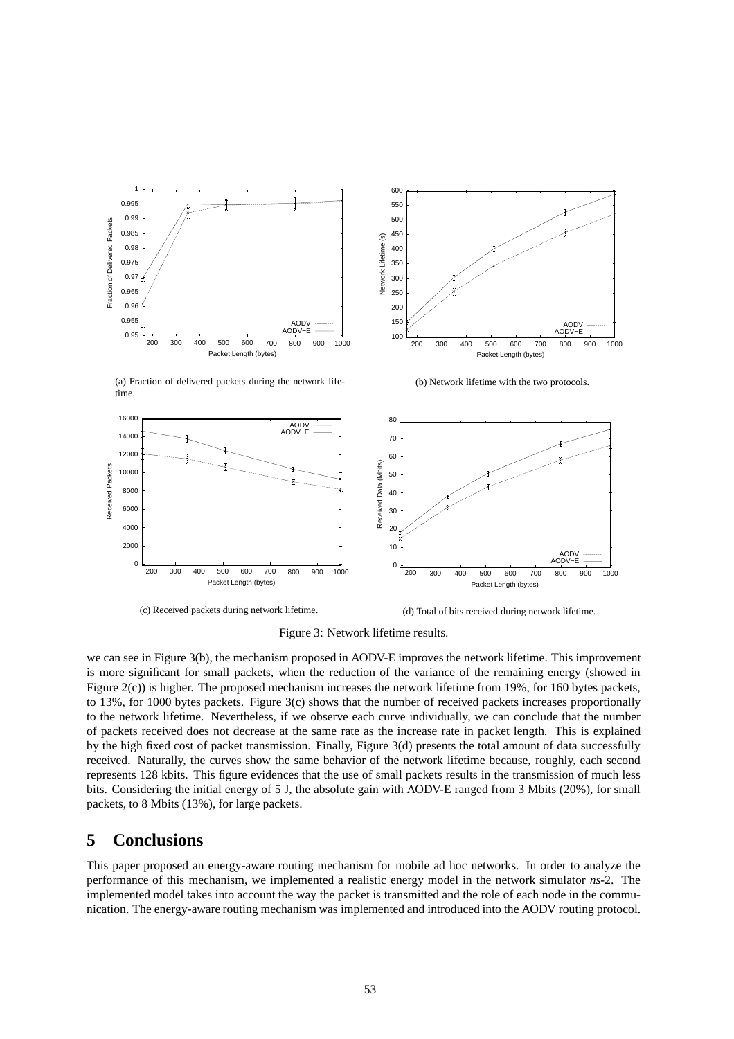(a) Fraction of delivered packets during the network lifetime.

(b) Network lifetime with the two protocols.

(c) Received packets during network lifetime.

(d) Total of bits received during network lifetime.

Figure 3: Network lifetime results.

we can see in Figure 3(b), the mechanism proposed in AODV-E improves the network lifetime. This improvement is more significant for small packets, when the reduction of the variance of the remaining energy (showed in Figure 2(c)) is higher. The proposed mechanism increases the network lifetime from 19%, for 160 bytes packets, to 13%, for 1000 bytes packets. Figure 3(c) shows that the number of received packets increases proportionally to the network lifetime. Nevertheless, if we observe each curve individually, we can conclude that the number of packets received does not decrease at the same rate as the increase rate in packet length. This is explained by the high fixed cost of packet transmission. Finally, Figure 3(d) presents the total amount of data successfully received. Naturally, the curves show the same behavior of the network lifetime because, roughly, each second represents 128 kbits. This figure evidences that the use of small packets results in the transmission of much less bits. Considering the initial energy of 5 J, the absolute gain with AODV-E ranged from 3 Mbits (20%), for small packets, to 8 Mbits (13%), for large packets.

# 5 Conclusions

This paper proposed an energy-aware routing mechanism for mobile ad hoc networks. In order to analyze the performance of this mechanism, we implemented a realistic energy model in the network simulator *ns*-2. The implemented model takes into account the way the packet is transmitted and the role of each node in the communication. The energy-aware routing mechanism was implemented and introduced into the AODV routing protocol.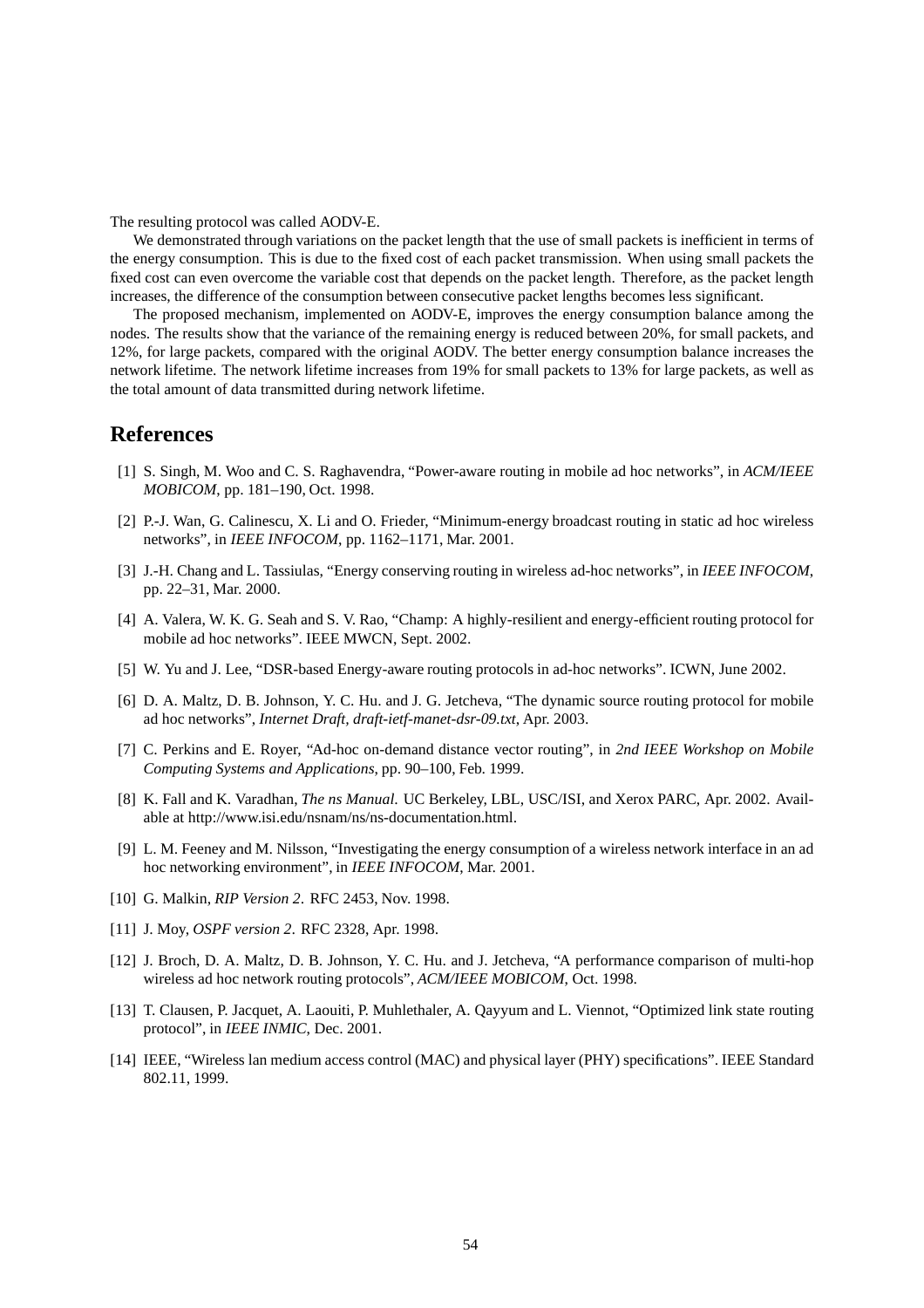The resulting protocol was called AODV-E.

We demonstrated through variations on the packet length that the use of small packets is inefficient in terms of the energy consumption. This is due to the fixed cost of each packet transmission. When using small packets the fixed cost can even overcome the variable cost that depends on the packet length. Therefore, as the packet length increases, the difference of the consumption between consecutive packet lengths becomes less significant.

The proposed mechanism, implemented on AODV-E, improves the energy consumption balance among the nodes. The results show that the variance of the remaining energy is reduced between 20%, for small packets, and 12%, for large packets, compared with the original AODV. The better energy consumption balance increases the network lifetime. The network lifetime increases from 19% for small packets to 13% for large packets, as well as the total amount of data transmitted during network lifetime.

## References

[1] S. Singh, M. Woo and C. S. Raghavendra, "Power-aware routing in mobile ad hoc networks", in *ACM/IEEE MOBICOM*, pp. 181–190, Oct. 1998.

[2] P.-J. Wan, G. Calinescu, X. Li and O. Frieder, "Minimum-energy broadcast routing in static ad hoc wireless networks", in *IEEE INFOCOM*, pp. 1162–1171, Mar. 2001.

[3] J.-H. Chang and L. Tassiulas, "Energy conserving routing in wireless ad-hoc networks", in *IEEE INFOCOM*, pp. 22–31, Mar. 2000.

[4] A. Valera, W. K. G. Seah and S. V. Rao, "Champ: A highly-resilient and energy-efficient routing protocol for mobile ad hoc networks". IEEE MWCN, Sept. 2002.

[5] W. Yu and J. Lee, "DSR-based Energy-aware routing protocols in ad-hoc networks". ICWN, June 2002.

[6] D. A. Maltz, D. B. Johnson, Y. C. Hu. and J. G. Jetcheva, "The dynamic source routing protocol for mobile ad hoc networks", *Internet Draft, draft-ietf-manet-dsr-09.txt*, Apr. 2003.

[7] C. Perkins and E. Royer, "Ad-hoc on-demand distance vector routing", in *2nd IEEE Workshop on Mobile Computing Systems and Applications*, pp. 90–100, Feb. 1999.

[8] K. Fall and K. Varadhan, *The ns Manual*. UC Berkeley, LBL, USC/ISI, and Xerox PARC, Apr. 2002. Available at http://www.isi.edu/nsnam/ns/ns-documentation.html.

[9] L. M. Feeney and M. Nilsson, "Investigating the energy consumption of a wireless network interface in an ad hoc networking environment", in *IEEE INFOCOM*, Mar. 2001.

[10] G. Malkin, *RIP Version 2*. RFC 2453, Nov. 1998.

[11] J. Moy, *OSPF version 2*. RFC 2328, Apr. 1998.

[12] J. Broch, D. A. Maltz, D. B. Johnson, Y. C. Hu. and J. Jetcheva, "A performance comparison of multi-hop wireless ad hoc network routing protocols", *ACM/IEEE MOBICOM*, Oct. 1998.

[13] T. Clausen, P. Jacquet, A. Laouiti, P. Muhlethaler, A. Qayyum and L. Viennot, "Optimized link state routing protocol", in *IEEE INMIC*, Dec. 2001.

[14] IEEE, "Wireless lan medium access control (MAC) and physical layer (PHY) specifications". IEEE Standard 802.11, 1999.